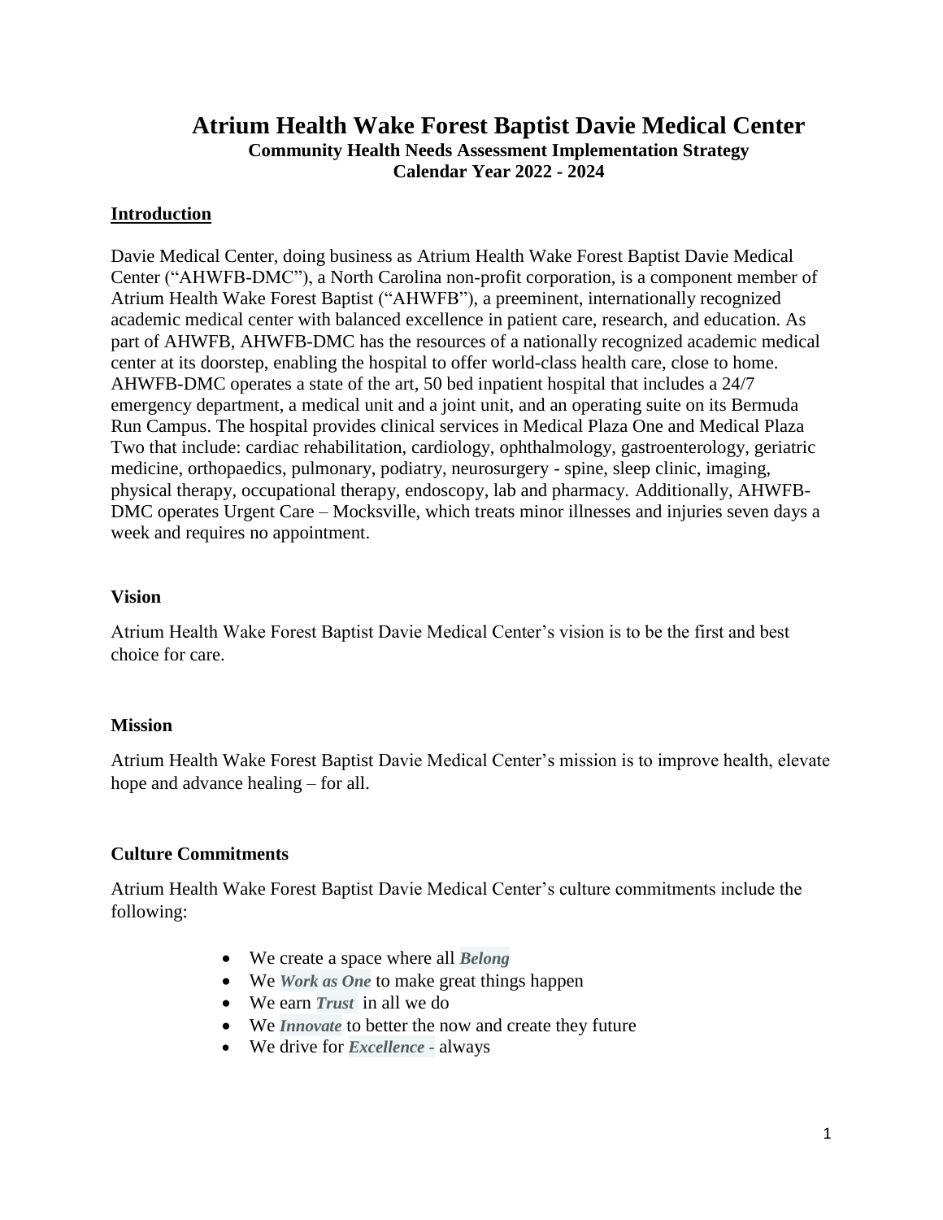# Atrium Health Wake Forest Baptist Davie Medical Center

**Community Health Needs Assessment Implementation Strategy**
**Calendar Year 2022 - 2024**

## Introduction

Davie Medical Center, doing business as Atrium Health Wake Forest Baptist Davie Medical Center ("AHWFB-DMC"), a North Carolina non-profit corporation, is a component member of Atrium Health Wake Forest Baptist ("AHWFB"), a preeminent, internationally recognized academic medical center with balanced excellence in patient care, research, and education. As part of AHWFB, AHWFB-DMC has the resources of a nationally recognized academic medical center at its doorstep, enabling the hospital to offer world-class health care, close to home. AHWFB-DMC operates a state of the art, 50 bed inpatient hospital that includes a 24/7 emergency department, a medical unit and a joint unit, and an operating suite on its Bermuda Run Campus. The hospital provides clinical services in Medical Plaza One and Medical Plaza Two that include: cardiac rehabilitation, cardiology, ophthalmology, gastroenterology, geriatric medicine, orthopaedics, pulmonary, podiatry, neurosurgery - spine, sleep clinic, imaging, physical therapy, occupational therapy, endoscopy, lab and pharmacy. Additionally, AHWFB-DMC operates Urgent Care – Mocksville, which treats minor illnesses and injuries seven days a week and requires no appointment.

### Vision

Atrium Health Wake Forest Baptist Davie Medical Center's vision is to be the first and best choice for care.

### Mission

Atrium Health Wake Forest Baptist Davie Medical Center's mission is to improve health, elevate hope and advance healing – for all.

### Culture Commitments

Atrium Health Wake Forest Baptist Davie Medical Center's culture commitments include the following:

- We create a space where all ***Belong***
- We ***Work as One*** to make great things happen
- We earn ***Trust*** in all we do
- We ***Innovate*** to better the now and create they future
- We drive for ***Excellence*** - always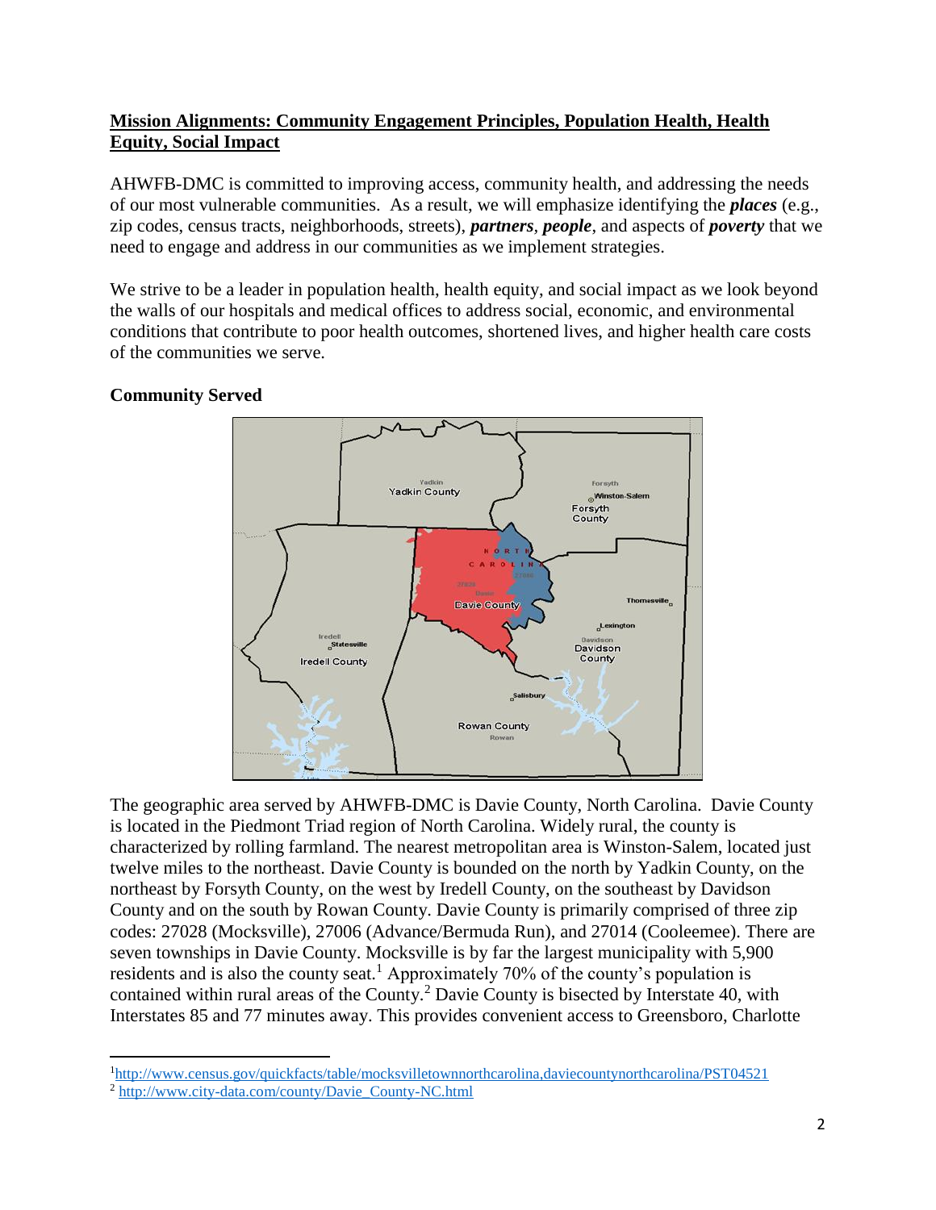## Mission Alignments: Community Engagement Principles, Population Health, Health Equity, Social Impact

AHWFB-DMC is committed to improving access, community health, and addressing the needs of our most vulnerable communities. As a result, we will emphasize identifying the ***places*** (e.g., zip codes, census tracts, neighborhoods, streets), ***partners***, ***people***, and aspects of ***poverty*** that we need to engage and address in our communities as we implement strategies.

We strive to be a leader in population health, health equity, and social impact as we look beyond the walls of our hospitals and medical offices to address social, economic, and environmental conditions that contribute to poor health outcomes, shortened lives, and higher health care costs of the communities we serve.

### Community Served

The geographic area served by AHWFB-DMC is Davie County, North Carolina. Davie County is located in the Piedmont Triad region of North Carolina. Widely rural, the county is characterized by rolling farmland. The nearest metropolitan area is Winston-Salem, located just twelve miles to the northeast. Davie County is bounded on the north by Yadkin County, on the northeast by Forsyth County, on the west by Iredell County, on the southeast by Davidson County and on the south by Rowan County. Davie County is primarily comprised of three zip codes: 27028 (Mocksville), 27006 (Advance/Bermuda Run), and 27014 (Cooleemee). There are seven townships in Davie County. Mocksville is by far the largest municipality with 5,900 residents and is also the county seat.[1] Approximately 70% of the county's population is contained within rural areas of the County.[2] Davie County is bisected by Interstate 40, with Interstates 85 and 77 minutes away. This provides convenient access to Greensboro, Charlotte

[1] http://www.census.gov/quickfacts/table/mocksvilletownnorthcarolina,daviecountynorthcarolina/PST04521

[2] http://www.city-data.com/county/Davie_County-NC.html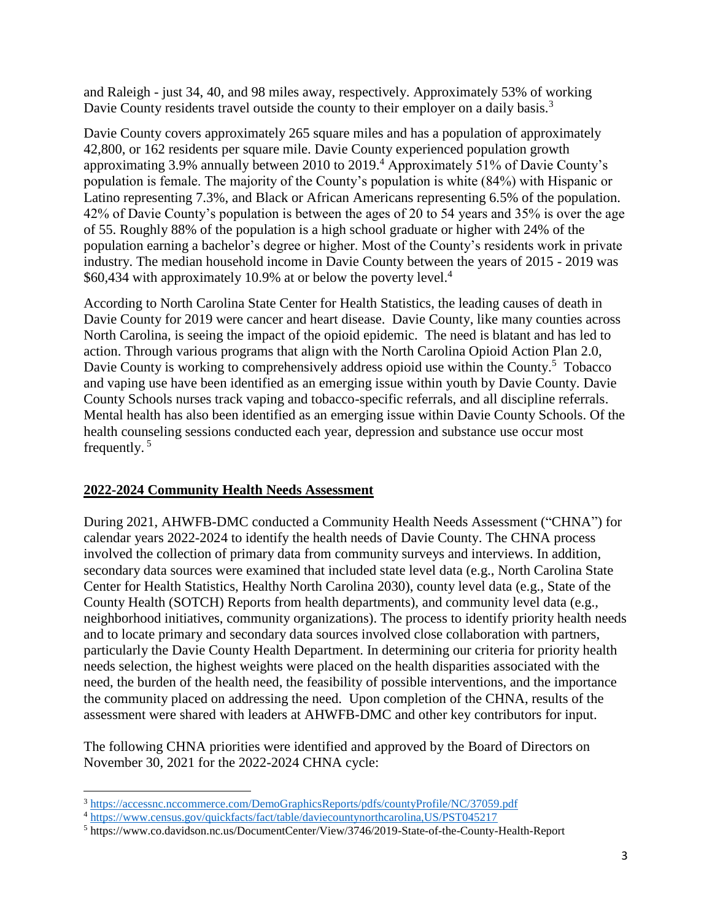and Raleigh - just 34, 40, and 98 miles away, respectively. Approximately 53% of working Davie County residents travel outside the county to their employer on a daily basis.[3]

Davie County covers approximately 265 square miles and has a population of approximately 42,800, or 162 residents per square mile. Davie County experienced population growth approximating 3.9% annually between 2010 to 2019.[4] Approximately 51% of Davie County's population is female. The majority of the County's population is white (84%) with Hispanic or Latino representing 7.3%, and Black or African Americans representing 6.5% of the population. 42% of Davie County's population is between the ages of 20 to 54 years and 35% is over the age of 55. Roughly 88% of the population is a high school graduate or higher with 24% of the population earning a bachelor's degree or higher. Most of the County's residents work in private industry. The median household income in Davie County between the years of 2015 - 2019 was $60,434 with approximately 10.9% at or below the poverty level.[4]

According to North Carolina State Center for Health Statistics, the leading causes of death in Davie County for 2019 were cancer and heart disease. Davie County, like many counties across North Carolina, is seeing the impact of the opioid epidemic. The need is blatant and has led to action. Through various programs that align with the North Carolina Opioid Action Plan 2.0, Davie County is working to comprehensively address opioid use within the County.[5] Tobacco and vaping use have been identified as an emerging issue within youth by Davie County. Davie County Schools nurses track vaping and tobacco-specific referrals, and all discipline referrals. Mental health has also been identified as an emerging issue within Davie County Schools. Of the health counseling sessions conducted each year, depression and substance use occur most frequently.[5]

## 2022-2024 Community Health Needs Assessment

During 2021, AHWFB-DMC conducted a Community Health Needs Assessment ("CHNA") for calendar years 2022-2024 to identify the health needs of Davie County. The CHNA process involved the collection of primary data from community surveys and interviews. In addition, secondary data sources were examined that included state level data (e.g., North Carolina State Center for Health Statistics, Healthy North Carolina 2030), county level data (e.g., State of the County Health (SOTCH) Reports from health departments), and community level data (e.g., neighborhood initiatives, community organizations). The process to identify priority health needs and to locate primary and secondary data sources involved close collaboration with partners, particularly the Davie County Health Department. In determining our criteria for priority health needs selection, the highest weights were placed on the health disparities associated with the need, the burden of the health need, the feasibility of possible interventions, and the importance the community placed on addressing the need. Upon completion of the CHNA, results of the assessment were shared with leaders at AHWFB-DMC and other key contributors for input.

The following CHNA priorities were identified and approved by the Board of Directors on November 30, 2021 for the 2022-2024 CHNA cycle:

---

[3] https://accessnc.nccommerce.com/DemoGraphicsReports/pdfs/countyProfile/NC/37059.pdf

[4] https://www.census.gov/quickfacts/fact/table/daviecountynorthcarolina,US/PST045217

[5] https://www.co.davidson.nc.us/DocumentCenter/View/3746/2019-State-of-the-County-Health-Report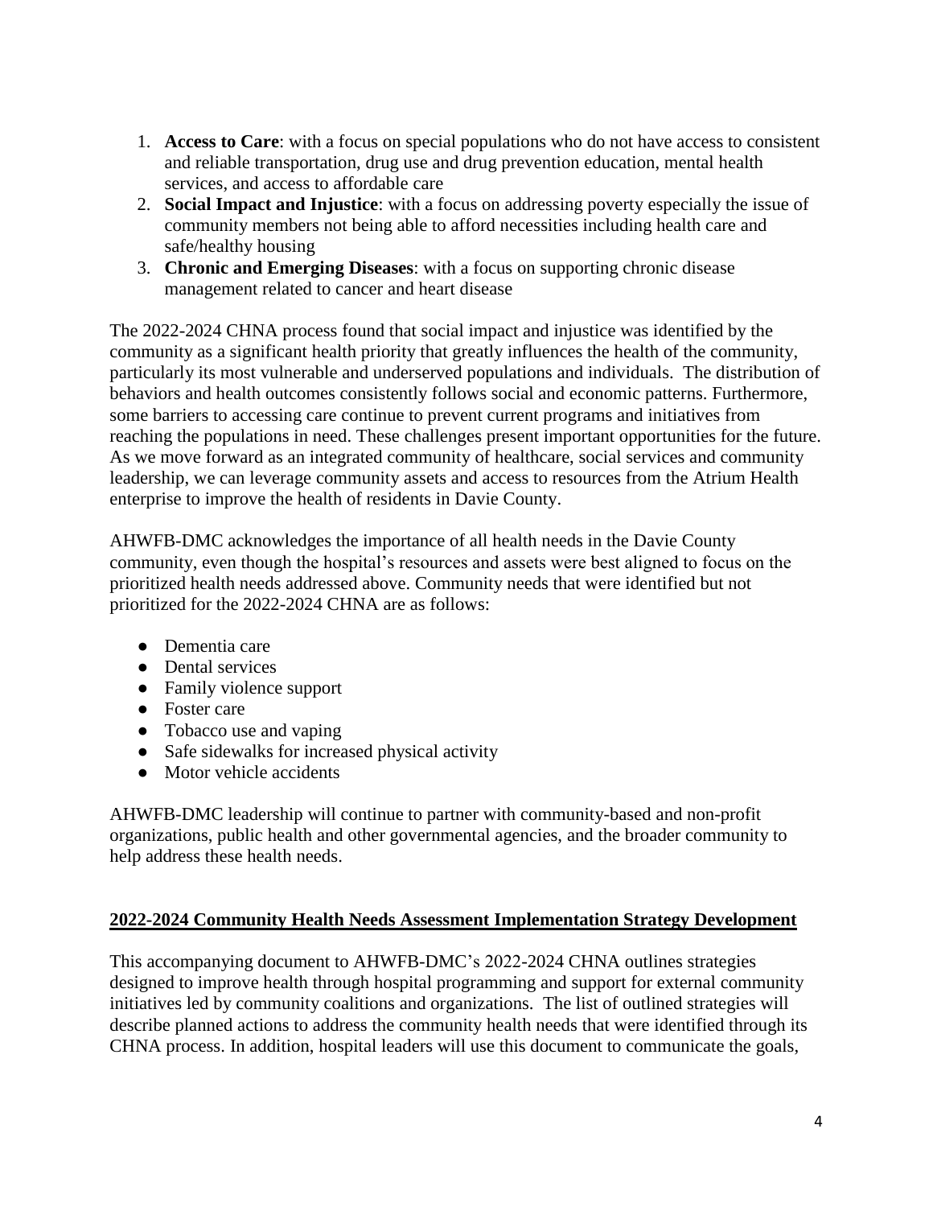1. **Access to Care**: with a focus on special populations who do not have access to consistent and reliable transportation, drug use and drug prevention education, mental health services, and access to affordable care
2. **Social Impact and Injustice**: with a focus on addressing poverty especially the issue of community members not being able to afford necessities including health care and safe/healthy housing
3. **Chronic and Emerging Diseases**: with a focus on supporting chronic disease management related to cancer and heart disease

The 2022-2024 CHNA process found that social impact and injustice was identified by the community as a significant health priority that greatly influences the health of the community, particularly its most vulnerable and underserved populations and individuals. The distribution of behaviors and health outcomes consistently follows social and economic patterns. Furthermore, some barriers to accessing care continue to prevent current programs and initiatives from reaching the populations in need. These challenges present important opportunities for the future. As we move forward as an integrated community of healthcare, social services and community leadership, we can leverage community assets and access to resources from the Atrium Health enterprise to improve the health of residents in Davie County.

AHWFB-DMC acknowledges the importance of all health needs in the Davie County community, even though the hospital's resources and assets were best aligned to focus on the prioritized health needs addressed above. Community needs that were identified but not prioritized for the 2022-2024 CHNA are as follows:

- Dementia care
- Dental services
- Family violence support
- Foster care
- Tobacco use and vaping
- Safe sidewalks for increased physical activity
- Motor vehicle accidents

AHWFB-DMC leadership will continue to partner with community-based and non-profit organizations, public health and other governmental agencies, and the broader community to help address these health needs.

## 2022-2024 Community Health Needs Assessment Implementation Strategy Development

This accompanying document to AHWFB-DMC's 2022-2024 CHNA outlines strategies designed to improve health through hospital programming and support for external community initiatives led by community coalitions and organizations. The list of outlined strategies will describe planned actions to address the community health needs that were identified through its CHNA process. In addition, hospital leaders will use this document to communicate the goals,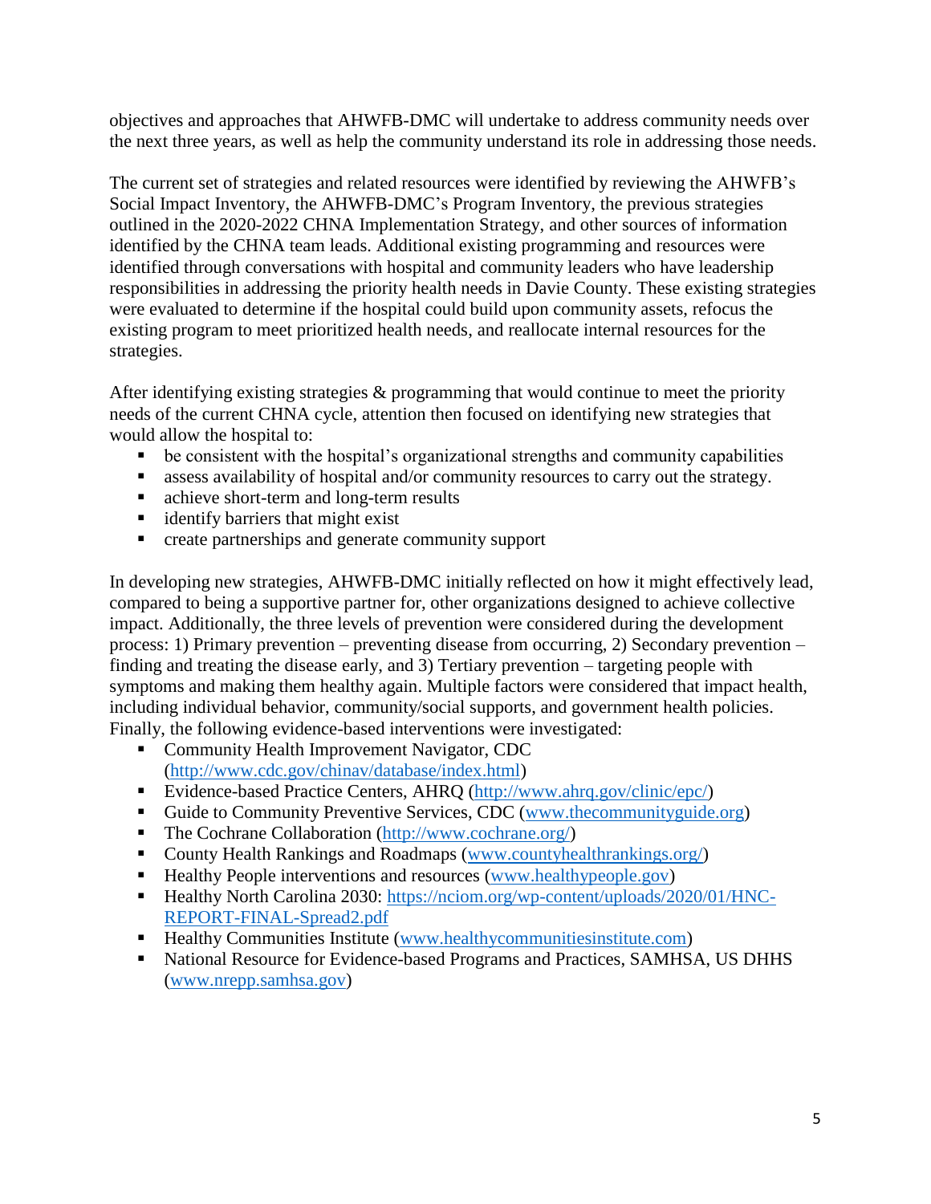objectives and approaches that AHWFB-DMC will undertake to address community needs over the next three years, as well as help the community understand its role in addressing those needs.

The current set of strategies and related resources were identified by reviewing the AHWFB's Social Impact Inventory, the AHWFB-DMC's Program Inventory, the previous strategies outlined in the 2020-2022 CHNA Implementation Strategy, and other sources of information identified by the CHNA team leads. Additional existing programming and resources were identified through conversations with hospital and community leaders who have leadership responsibilities in addressing the priority health needs in Davie County. These existing strategies were evaluated to determine if the hospital could build upon community assets, refocus the existing program to meet prioritized health needs, and reallocate internal resources for the strategies.

After identifying existing strategies & programming that would continue to meet the priority needs of the current CHNA cycle, attention then focused on identifying new strategies that would allow the hospital to:

- be consistent with the hospital's organizational strengths and community capabilities
- assess availability of hospital and/or community resources to carry out the strategy.
- achieve short-term and long-term results
- identify barriers that might exist
- create partnerships and generate community support

In developing new strategies, AHWFB-DMC initially reflected on how it might effectively lead, compared to being a supportive partner for, other organizations designed to achieve collective impact. Additionally, the three levels of prevention were considered during the development process: 1) Primary prevention – preventing disease from occurring, 2) Secondary prevention – finding and treating the disease early, and 3) Tertiary prevention – targeting people with symptoms and making them healthy again. Multiple factors were considered that impact health, including individual behavior, community/social supports, and government health policies. Finally, the following evidence-based interventions were investigated:

- Community Health Improvement Navigator, CDC (http://www.cdc.gov/chinav/database/index.html)
- Evidence-based Practice Centers, AHRQ (http://www.ahrq.gov/clinic/epc/)
- Guide to Community Preventive Services, CDC (www.thecommunityguide.org)
- The Cochrane Collaboration (http://www.cochrane.org/)
- County Health Rankings and Roadmaps (www.countyhealthrankings.org/)
- Healthy People interventions and resources (www.healthypeople.gov)
- Healthy North Carolina 2030: https://nciom.org/wp-content/uploads/2020/01/HNC-REPORT-FINAL-Spread2.pdf
- Healthy Communities Institute (www.healthycommunitiesinstitute.com)
- National Resource for Evidence-based Programs and Practices, SAMHSA, US DHHS (www.nrepp.samhsa.gov)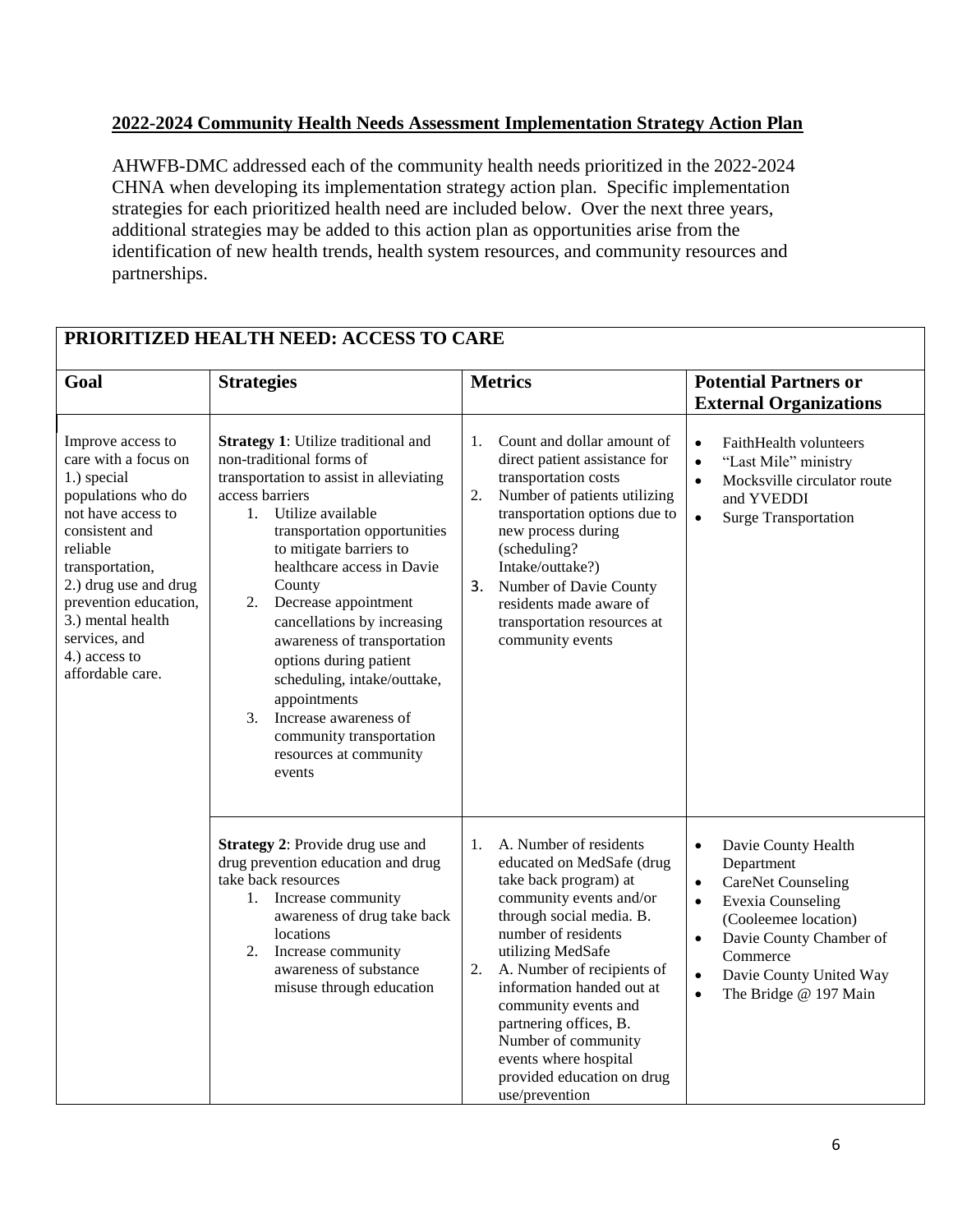**2022-2024 Community Health Needs Assessment Implementation Strategy Action Plan**

AHWFB-DMC addressed each of the community health needs prioritized in the 2022-2024 CHNA when developing its implementation strategy action plan. Specific implementation strategies for each prioritized health need are included below. Over the next three years, additional strategies may be added to this action plan as opportunities arise from the identification of new health trends, health system resources, and community resources and partnerships.

| PRIORITIZED HEALTH NEED: ACCESS TO CARE | | | |
|---|---|---|---|
| **Goal** | **Strategies** | **Metrics** | **Potential Partners or External Organizations** |
| Improve access to care with a focus on 1.) special populations who do not have access to consistent and reliable transportation, 2.) drug use and drug prevention education, 3.) mental health services, and 4.) access to affordable care. | **Strategy 1**: Utilize traditional and non-traditional forms of transportation to assist in alleviating access barriers<br>1. Utilize available transportation opportunities to mitigate barriers to healthcare access in Davie County<br>2. Decrease appointment cancellations by increasing awareness of transportation options during patient scheduling, intake/outtake, appointments<br>3. Increase awareness of community transportation resources at community events | 1. Count and dollar amount of direct patient assistance for transportation costs<br>2. Number of patients utilizing transportation options due to new process during (scheduling? Intake/outtake?)<br>3. Number of Davie County residents made aware of transportation resources at community events | • FaithHealth volunteers<br>• "Last Mile" ministry<br>• Mocksville circulator route and YVEDDI<br>• Surge Transportation |
| | **Strategy 2**: Provide drug use and drug prevention education and drug take back resources<br>1. Increase community awareness of drug take back locations<br>2. Increase community awareness of substance misuse through education | 1. A. Number of residents educated on MedSafe (drug take back program) at community events and/or through social media. B. number of residents utilizing MedSafe<br>2. A. Number of recipients of information handed out at community events and partnering offices, B. Number of community events where hospital provided education on drug use/prevention | • Davie County Health Department<br>• CareNet Counseling<br>• Evexia Counseling (Cooleemee location)<br>• Davie County Chamber of Commerce<br>• Davie County United Way<br>• The Bridge @ 197 Main |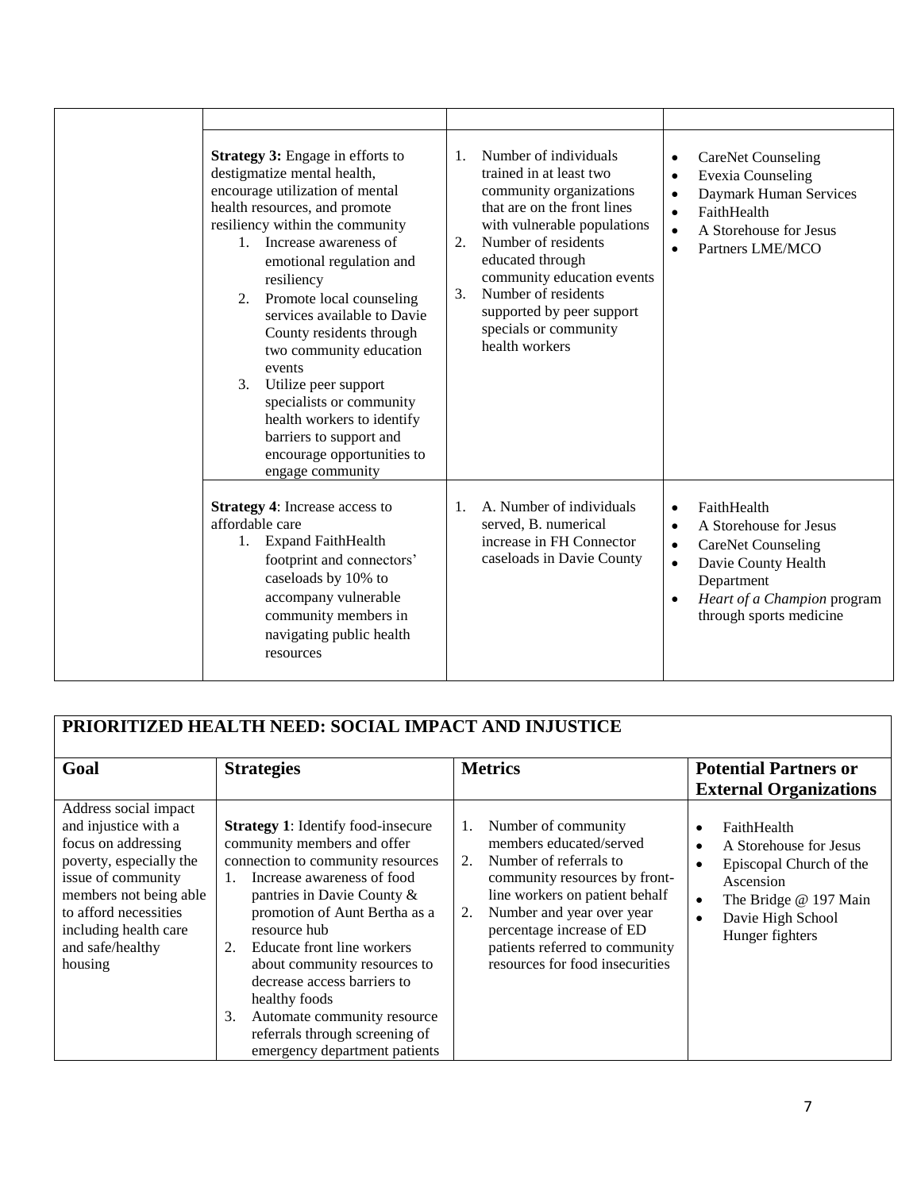| | | | |
|---|---|---|---|
| | | | |
| | **Strategy 3:** Engage in efforts to destigmatize mental health, encourage utilization of mental health resources, and promote resiliency within the community<br>1. Increase awareness of emotional regulation and resiliency<br>2. Promote local counseling services available to Davie County residents through two community education events<br>3. Utilize peer support specialists or community health workers to identify barriers to support and encourage opportunities to engage community | 1. Number of individuals trained in at least two community organizations that are on the front lines with vulnerable populations<br>2. Number of residents educated through community education events<br>3. Number of residents supported by peer support specials or community health workers | • CareNet Counseling<br>• Evexia Counseling<br>• Daymark Human Services<br>• FaithHealth<br>• A Storehouse for Jesus<br>• Partners LME/MCO |
| | **Strategy 4**: Increase access to affordable care<br>1. Expand FaithHealth footprint and connectors' caseloads by 10% to accompany vulnerable community members in navigating public health resources | 1. A. Number of individuals served, B. numerical increase in FH Connector caseloads in Davie County | • FaithHealth<br>• A Storehouse for Jesus<br>• CareNet Counseling<br>• Davie County Health Department<br>• *Heart of a Champion* program through sports medicine |

| PRIORITIZED HEALTH NEED: SOCIAL IMPACT AND INJUSTICE | | | |
|---|---|---|---|
| **Goal** | **Strategies** | **Metrics** | **Potential Partners or External Organizations** |
| Address social impact and injustice with a focus on addressing poverty, especially the issue of community members not being able to afford necessities including health care and safe/healthy housing | **Strategy 1**: Identify food-insecure community members and offer connection to community resources<br>1. Increase awareness of food pantries in Davie County & promotion of Aunt Bertha as a resource hub<br>2. Educate front line workers about community resources to decrease access barriers to healthy foods<br>3. Automate community resource referrals through screening of emergency department patients | 1. Number of community members educated/served<br>2. Number of referrals to community resources by front-line workers on patient behalf<br>2. Number and year over year percentage increase of ED patients referred to community resources for food insecurities | • FaithHealth<br>• A Storehouse for Jesus<br>• Episcopal Church of the Ascension<br>• The Bridge @ 197 Main<br>• Davie High School Hunger fighters |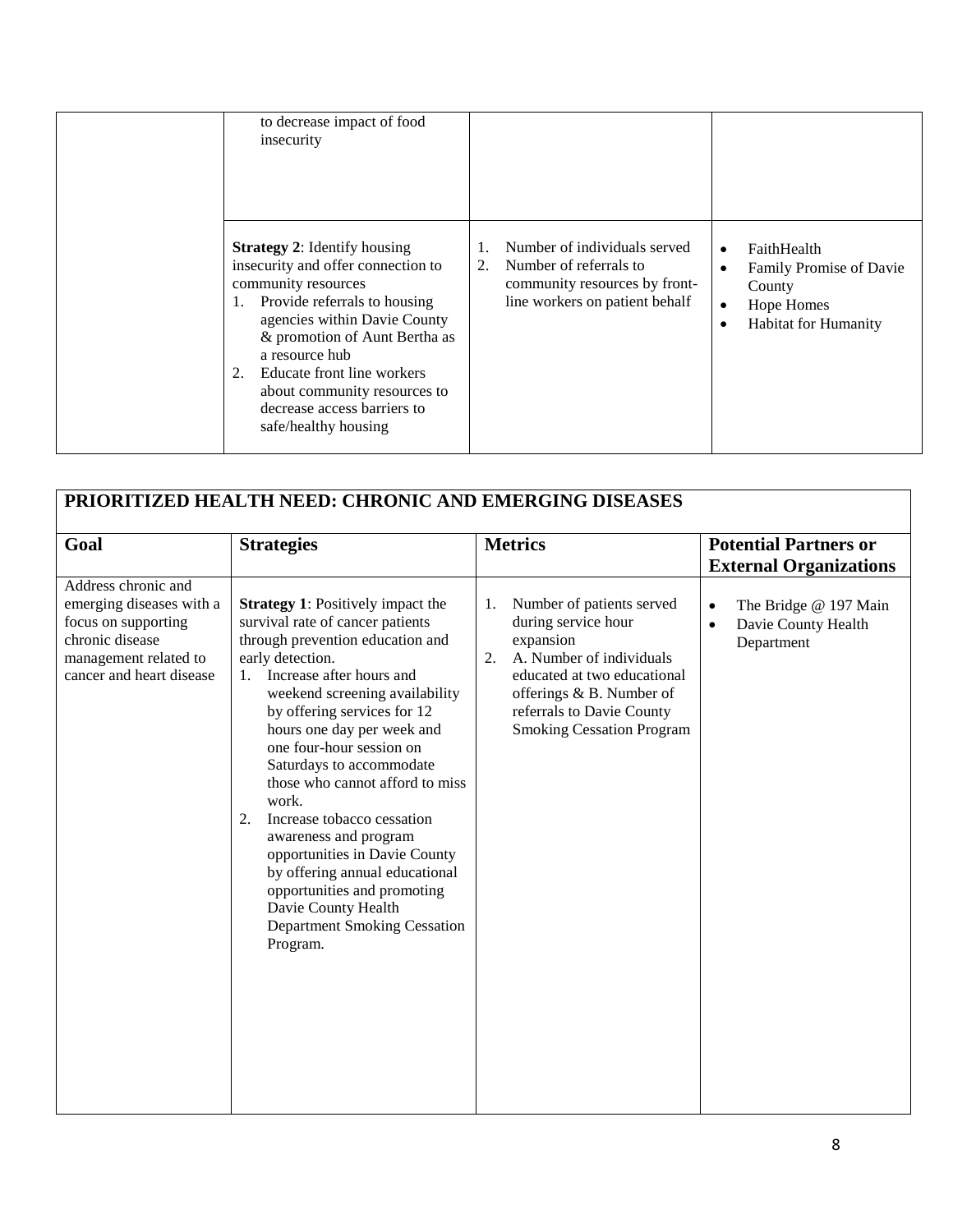| | | | |
|---|---|---|---|
| | to decrease impact of food insecurity | | |
| | **Strategy 2**: Identify housing insecurity and offer connection to community resources<br>1. Provide referrals to housing agencies within Davie County & promotion of Aunt Bertha as a resource hub<br>2. Educate front line workers about community resources to decrease access barriers to safe/healthy housing | 1. Number of individuals served<br>2. Number of referrals to community resources by front-line workers on patient behalf | • FaithHealth<br>• Family Promise of Davie County<br>• Hope Homes<br>• Habitat for Humanity |

| PRIORITIZED HEALTH NEED: CHRONIC AND EMERGING DISEASES | | | |
|---|---|---|---|
| **Goal** | **Strategies** | **Metrics** | **Potential Partners or External Organizations** |
| Address chronic and emerging diseases with a focus on supporting chronic disease management related to cancer and heart disease | **Strategy 1**: Positively impact the survival rate of cancer patients through prevention education and early detection.<br>1. Increase after hours and weekend screening availability by offering services for 12 hours one day per week and one four-hour session on Saturdays to accommodate those who cannot afford to miss work.<br>2. Increase tobacco cessation awareness and program opportunities in Davie County by offering annual educational opportunities and promoting Davie County Health Department Smoking Cessation Program. | 1. Number of patients served during service hour expansion<br>2. A. Number of individuals educated at two educational offerings & B. Number of referrals to Davie County Smoking Cessation Program | • The Bridge @ 197 Main<br>• Davie County Health Department |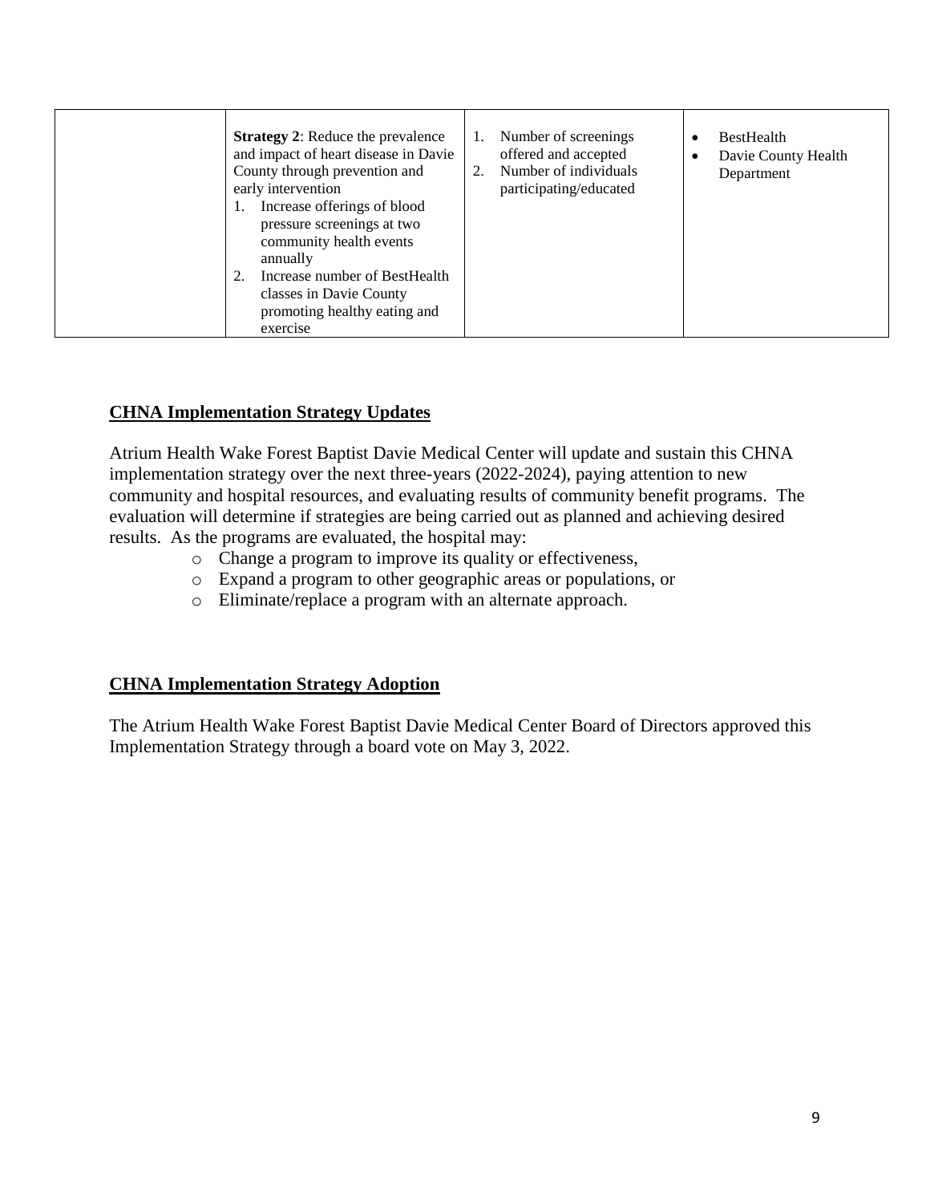| | | | |
|---|---|---|---|
| | **Strategy 2**: Reduce the prevalence and impact of heart disease in Davie County through prevention and early intervention<br>1. Increase offerings of blood pressure screenings at two community health events annually<br>2. Increase number of BestHealth classes in Davie County promoting healthy eating and exercise | 1. Number of screenings offered and accepted<br>2. Number of individuals participating/educated | • BestHealth<br>• Davie County Health Department |

## CHNA Implementation Strategy Updates

Atrium Health Wake Forest Baptist Davie Medical Center will update and sustain this CHNA implementation strategy over the next three-years (2022-2024), paying attention to new community and hospital resources, and evaluating results of community benefit programs. The evaluation will determine if strategies are being carried out as planned and achieving desired results. As the programs are evaluated, the hospital may:

- Change a program to improve its quality or effectiveness,
- Expand a program to other geographic areas or populations, or
- Eliminate/replace a program with an alternate approach.

## CHNA Implementation Strategy Adoption

The Atrium Health Wake Forest Baptist Davie Medical Center Board of Directors approved this Implementation Strategy through a board vote on May 3, 2022.